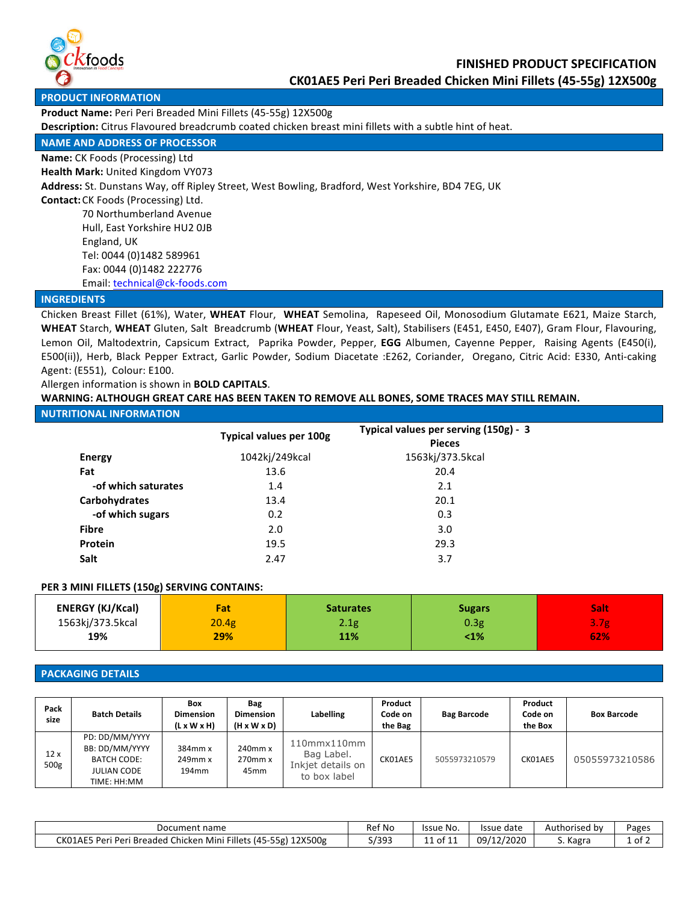# FINISHED PRODUCT SPECIFICATION

## CK01AE5 Peri Peri Breaded Chicken Mini Fillets (45-55g) 12X500g

### PRODUCT INFORMATION

**Product Name:** Peri Peri Breaded Mini Fillets (45-55g) 12X500g

**Description:** Citrus Flavoured breadcrumb coated chicken breast mini fillets with a subtle hint of heat.

### NAME AND ADDRESS OF PROCESSOR

**Name:** CK Foods (Processing) Ltd

**Health Mark:** United Kingdom VY073

**Address:** St. Dunstans Way, off Ripley Street, West Bowling, Bradford, West Yorkshire, BD4 7EG, UK

**Contact:** CK Foods (Processing) Ltd.
70 Northumberland Avenue
Hull, East Yorkshire HU2 0JB
England, UK
Tel: 0044 (0)1482 589961
Fax: 0044 (0)1482 222776
Email: technical@ck-foods.com

### INGREDIENTS

Chicken Breast Fillet (61%), Water, **WHEAT** Flour, **WHEAT** Semolina, Rapeseed Oil, Monosodium Glutamate E621, Maize Starch, **WHEAT** Starch, **WHEAT** Gluten, Salt Breadcrumb (**WHEAT** Flour, Yeast, Salt), Stabilisers (E451, E450, E407), Gram Flour, Flavouring, Lemon Oil, Maltodextrin, Capsicum Extract, Paprika Powder, Pepper, **EGG** Albumen, Cayenne Pepper, Raising Agents (E450(i), E500(ii)), Herb, Black Pepper Extract, Garlic Powder, Sodium Diacetate :E262, Coriander, Oregano, Citric Acid: E330, Anti-caking Agent: (E551), Colour: E100.

Allergen information is shown in **BOLD CAPITALS**.

**WARNING: ALTHOUGH GREAT CARE HAS BEEN TAKEN TO REMOVE ALL BONES, SOME TRACES MAY STILL REMAIN.**

### NUTRITIONAL INFORMATION

| | Typical values per 100g | Typical values per serving (150g) - 3 Pieces |
|---|---|---|
| **Energy** | 1042kj/249kcal | 1563kj/373.5kcal |
| **Fat** | 13.6 | 20.4 |
| -of which saturates | 1.4 | 2.1 |
| **Carbohydrates** | 13.4 | 20.1 |
| -of which sugars | 0.2 | 0.3 |
| **Fibre** | 2.0 | 3.0 |
| **Protein** | 19.5 | 29.3 |
| **Salt** | 2.47 | 3.7 |

**PER 3 MINI FILLETS (150g) SERVING CONTAINS:**

| ENERGY (KJ/Kcal) | Fat | Saturates | Sugars | Salt |
|---|---|---|---|---|
| 1563kj/373.5kcal | 20.4g | 2.1g | 0.3g | 3.7g |
| **19%** | **29%** | **11%** | **<1%** | **62%** |

### PACKAGING DETAILS

| Pack size | Batch Details | Box Dimension (L x W x H) | Bag Dimension (H x W x D) | Labelling | Product Code on the Bag | Bag Barcode | Product Code on the Box | Box Barcode |
|---|---|---|---|---|---|---|---|---|
| 12 x 500g | PD: DD/MM/YYYY BB: DD/MM/YYYY BATCH CODE: JULIAN CODE TIME: HH:MM | 384mm x 249mm x 194mm | 240mm x 270mm x 45mm | 110mmx110mm Bag Label. Inkjet details on to box label | CK01AE5 | 5055973210579 | CK01AE5 | 05055973210586 |

| Document name | Ref No | Issue No. | Issue date | Authorised by | Pages |
|---|---|---|---|---|---|
| CK01AE5 Peri Peri Breaded Chicken Mini Fillets (45-55g) 12X500g | S/393 | 11 of 11 | 09/12/2020 | S. Kagra | 1 of 2 |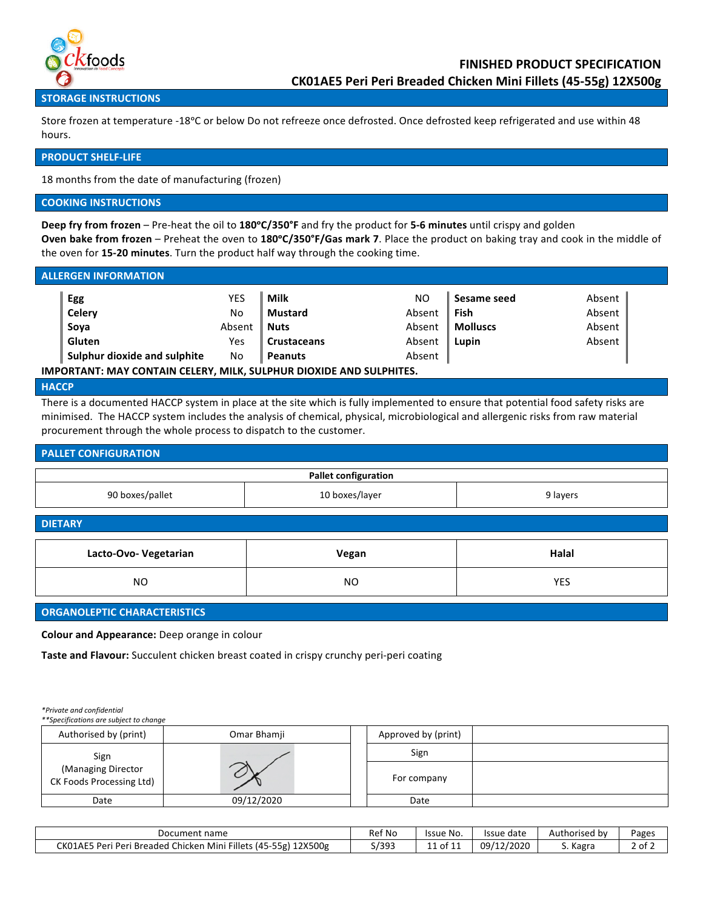# FINISHED PRODUCT SPECIFICATION

## CK01AE5 Peri Peri Breaded Chicken Mini Fillets (45-55g) 12X500g

## STORAGE INSTRUCTIONS

Store frozen at temperature -18ºC or below Do not refreeze once defrosted. Once defrosted keep refrigerated and use within 48 hours.

## PRODUCT SHELF-LIFE

18 months from the date of manufacturing (frozen)

## COOKING INSTRUCTIONS

**Deep fry from frozen** – Pre-heat the oil to **180ºC/350°F** and fry the product for **5-6 minutes** until crispy and golden
**Oven bake from frozen** – Preheat the oven to **180ºC/350°F/Gas mark 7**. Place the product on baking tray and cook in the middle of the oven for **15-20 minutes**. Turn the product half way through the cooking time.

## ALLERGEN INFORMATION

| | | | | | |
|---|---|---|---|---|---|
| **Egg** | YES | **Milk** | NO | **Sesame seed** | Absent |
| **Celery** | No | **Mustard** | Absent | **Fish** | Absent |
| **Soya** | Absent | **Nuts** | Absent | **Molluscs** | Absent |
| **Gluten** | Yes | **Crustaceans** | Absent | **Lupin** | Absent |
| **Sulphur dioxide and sulphite** | No | **Peanuts** | Absent | | |

**IMPORTANT: MAY CONTAIN CELERY, MILK, SULPHUR DIOXIDE AND SULPHITES.**

## HACCP

There is a documented HACCP system in place at the site which is fully implemented to ensure that potential food safety risks are minimised. The HACCP system includes the analysis of chemical, physical, microbiological and allergenic risks from raw material procurement through the whole process to dispatch to the customer.

## PALLET CONFIGURATION

| Pallet configuration | | |
|---|---|---|
| 90 boxes/pallet | 10 boxes/layer | 9 layers |

## DIETARY

| Lacto-Ovo- Vegetarian | Vegan | Halal |
|---|---|---|
| NO | NO | YES |

## ORGANOLEPTIC CHARACTERISTICS

**Colour and Appearance:** Deep orange in colour

**Taste and Flavour:** Succulent chicken breast coated in crispy crunchy peri-peri coating

*\*Private and confidential*
*\*\*Specifications are subject to change*

| | | | |
|---|---|---|---|
| Authorised by (print) | Omar Bhamji | Approved by (print) | |
| Sign (Managing Director CK Foods Processing Ltd) | | Sign | |
| | | For company | |
| Date | 09/12/2020 | Date | |

| Document name | Ref No | Issue No. | Issue date | Authorised by | Pages |
|---|---|---|---|---|---|
| CK01AE5 Peri Peri Breaded Chicken Mini Fillets (45-55g) 12X500g | S/393 | 11 of 11 | 09/12/2020 | S. Kagra | 2 of 2 |